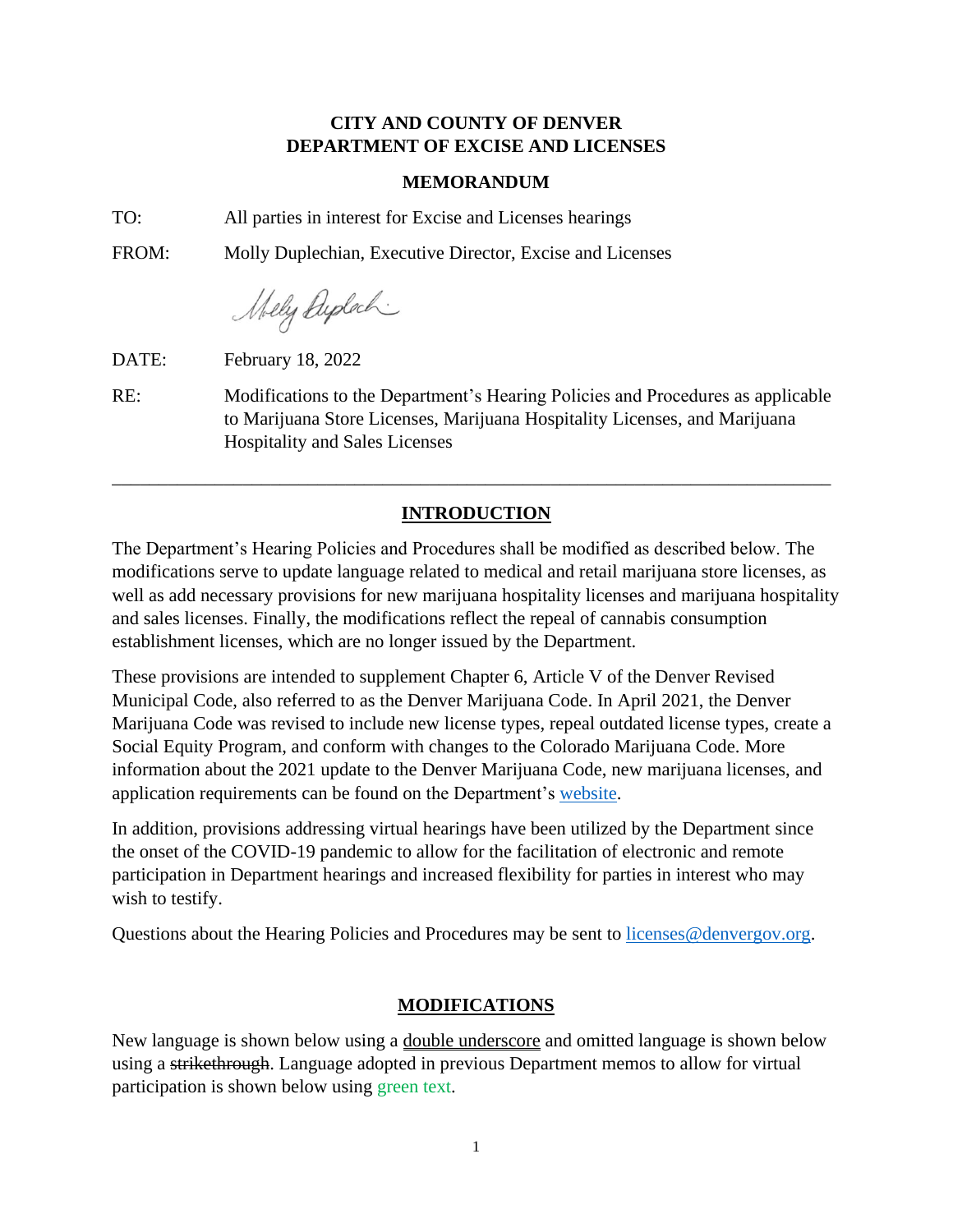**CITY AND COUNTY OF DENVER**
**DEPARTMENT OF EXCISE AND LICENSES**

**MEMORANDUM**

TO: All parties in interest for Excise and Licenses hearings

FROM: Molly Duplechian, Executive Director, Excise and Licenses

DATE: February 18, 2022

RE: Modifications to the Department's Hearing Policies and Procedures as applicable to Marijuana Store Licenses, Marijuana Hospitality Licenses, and Marijuana Hospitality and Sales Licenses

---

## INTRODUCTION

The Department's Hearing Policies and Procedures shall be modified as described below. The modifications serve to update language related to medical and retail marijuana store licenses, as well as add necessary provisions for new marijuana hospitality licenses and marijuana hospitality and sales licenses. Finally, the modifications reflect the repeal of cannabis consumption establishment licenses, which are no longer issued by the Department.

These provisions are intended to supplement Chapter 6, Article V of the Denver Revised Municipal Code, also referred to as the Denver Marijuana Code. In April 2021, the Denver Marijuana Code was revised to include new license types, repeal outdated license types, create a Social Equity Program, and conform with changes to the Colorado Marijuana Code. More information about the 2021 update to the Denver Marijuana Code, new marijuana licenses, and application requirements can be found on the Department's website.

In addition, provisions addressing virtual hearings have been utilized by the Department since the onset of the COVID-19 pandemic to allow for the facilitation of electronic and remote participation in Department hearings and increased flexibility for parties in interest who may wish to testify.

Questions about the Hearing Policies and Procedures may be sent to licenses@denvergov.org.

## MODIFICATIONS

New language is shown below using a double underscore and omitted language is shown below using a ~~strikethrough~~. Language adopted in previous Department memos to allow for virtual participation is shown below using green text.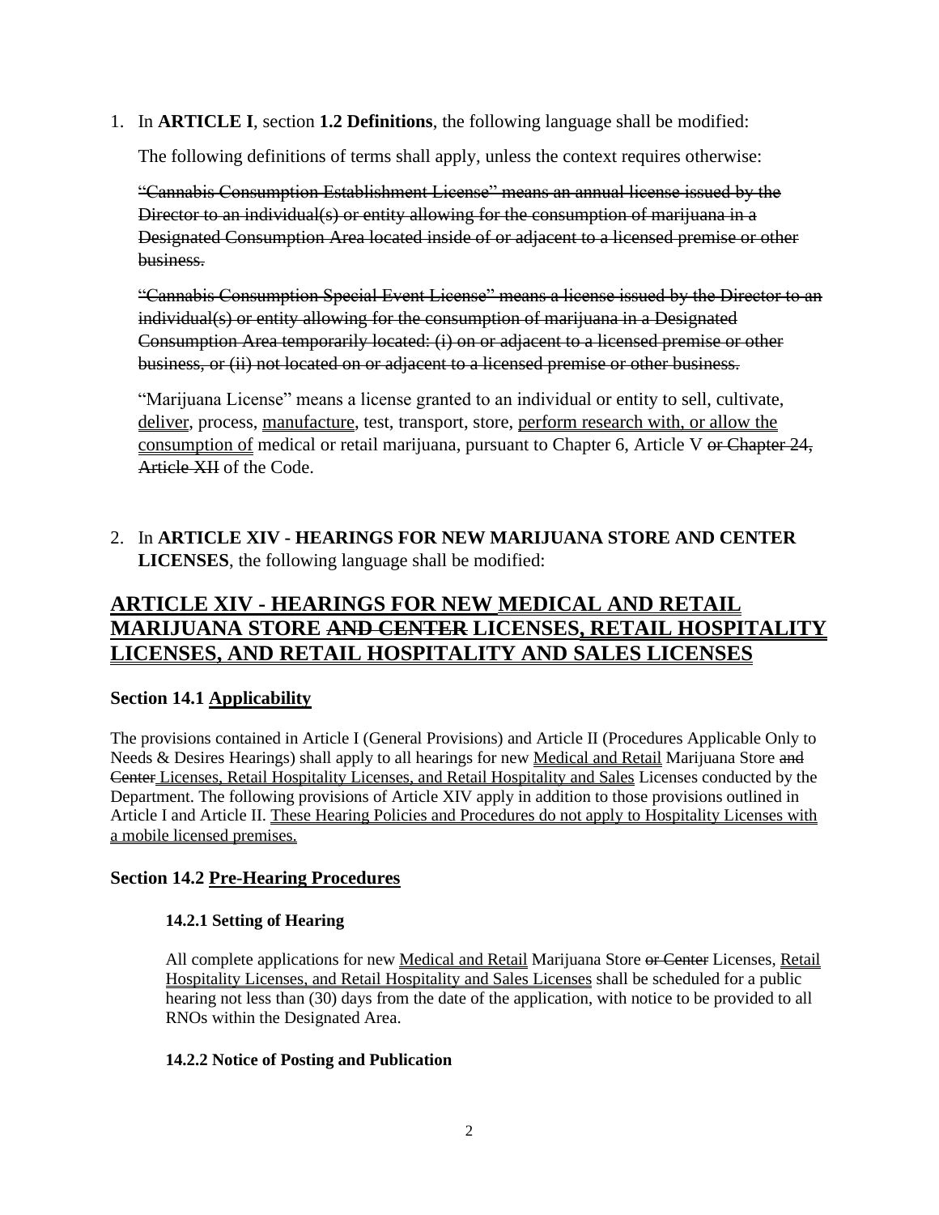1. In **ARTICLE I**, section **1.2 Definitions**, the following language shall be modified:

   The following definitions of terms shall apply, unless the context requires otherwise:

   ~~"Cannabis Consumption Establishment License" means an annual license issued by the Director to an individual(s) or entity allowing for the consumption of marijuana in a Designated Consumption Area located inside of or adjacent to a licensed premise or other business.~~

   ~~"Cannabis Consumption Special Event License" means a license issued by the Director to an individual(s) or entity allowing for the consumption of marijuana in a Designated Consumption Area temporarily located: (i) on or adjacent to a licensed premise or other business, or (ii) not located on or adjacent to a licensed premise or other business.~~

   "Marijuana License" means a license granted to an individual or entity to sell, cultivate, <u>deliver</u>, process, <u>manufacture</u>, test, transport, store, <u>perform research with, or allow the consumption of</u> medical or retail marijuana, pursuant to Chapter 6, Article V ~~or Chapter 24, Article XII~~ of the Code.

2. In **ARTICLE XIV - HEARINGS FOR NEW MARIJUANA STORE AND CENTER LICENSES**, the following language shall be modified:

# <u>ARTICLE XIV - HEARINGS FOR NEW MEDICAL AND RETAIL MARIJUANA STORE</u> ~~AND CENTER~~ <u>LICENSES, RETAIL HOSPITALITY LICENSES, AND RETAIL HOSPITALITY AND SALES LICENSES</u>

### Section 14.1 <u>Applicability</u>

The provisions contained in Article I (General Provisions) and Article II (Procedures Applicable Only to Needs & Desires Hearings) shall apply to all hearings for new <u>Medical and Retail</u> Marijuana Store ~~and Center~~ <u>Licenses, Retail Hospitality Licenses, and Retail Hospitality and Sales</u> Licenses conducted by the Department. The following provisions of Article XIV apply in addition to those provisions outlined in Article I and Article II. <u>These Hearing Policies and Procedures do not apply to Hospitality Licenses with a mobile licensed premises.</u>

### Section 14.2 <u>Pre-Hearing Procedures</u>

#### 14.2.1 Setting of Hearing

All complete applications for new <u>Medical and Retail</u> Marijuana Store ~~or Center~~ Licenses, <u>Retail Hospitality Licenses, and Retail Hospitality and Sales Licenses</u> shall be scheduled for a public hearing not less than (30) days from the date of the application, with notice to be provided to all RNOs within the Designated Area.

#### 14.2.2 Notice of Posting and Publication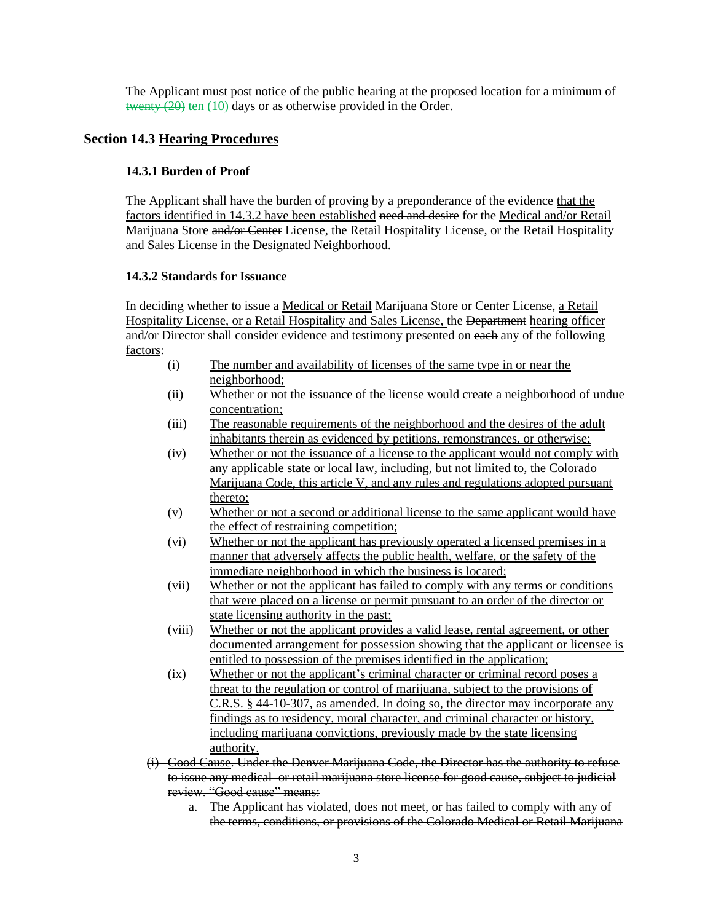The Applicant must post notice of the public hearing at the proposed location for a minimum of ~~twenty (20)~~ ten (10) days or as otherwise provided in the Order.

## Section 14.3 <u>Hearing Procedures</u>

### 14.3.1 Burden of Proof

The Applicant shall have the burden of proving by a preponderance of the evidence <u>that the factors identified in 14.3.2 have been established</u> ~~need and desire~~ for the <u>Medical and/or Retail</u> Marijuana Store ~~and/or Center~~ License, the <u>Retail Hospitality License, or the Retail Hospitality and Sales License</u> ~~in the Designated~~ ~~Neighborhood~~.

### 14.3.2 Standards for Issuance

In deciding whether to issue a <u>Medical or Retail</u> Marijuana Store ~~or Center~~ License, <u>a Retail Hospitality License, or a Retail Hospitality and Sales License,</u> the ~~Department~~ <u>hearing officer and/or Director</u> shall consider evidence and testimony presented on ~~each~~ <u>any</u> of the following <u>factors</u>:

(i) <u>The number and availability of licenses of the same type in or near the neighborhood;</u>

(ii) <u>Whether or not the issuance of the license would create a neighborhood of undue concentration;</u>

(iii) <u>The reasonable requirements of the neighborhood and the desires of the adult inhabitants therein as evidenced by petitions, remonstrances, or otherwise;</u>

(iv) <u>Whether or not the issuance of a license to the applicant would not comply with any applicable state or local law, including, but not limited to, the Colorado Marijuana Code, this article V, and any rules and regulations adopted pursuant thereto;</u>

(v) <u>Whether or not a second or additional license to the same applicant would have the effect of restraining competition;</u>

(vi) <u>Whether or not the applicant has previously operated a licensed premises in a manner that adversely affects the public health, welfare, or the safety of the immediate neighborhood in which the business is located;</u>

(vii) <u>Whether or not the applicant has failed to comply with any terms or conditions that were placed on a license or permit pursuant to an order of the director or state licensing authority in the past;</u>

(viii) <u>Whether or not the applicant provides a valid lease, rental agreement, or other documented arrangement for possession showing that the applicant or licensee is entitled to possession of the premises identified in the application;</u>

(ix) <u>Whether or not the applicant's criminal character or criminal record poses a threat to the regulation or control of marijuana, subject to the provisions of C.R.S. § 44-10-307, as amended. In doing so, the director may incorporate any findings as to residency, moral character, and criminal character or history, including marijuana convictions, previously made by the state licensing authority.</u>

~~(i) Good Cause. Under the Denver Marijuana Code, the Director has the authority to refuse to issue any medical or retail marijuana store license for good cause, subject to judicial review. "Good cause" means:~~

~~a. The Applicant has violated, does not meet, or has failed to comply with any of the terms, conditions, or provisions of the Colorado Medical or Retail Marijuana~~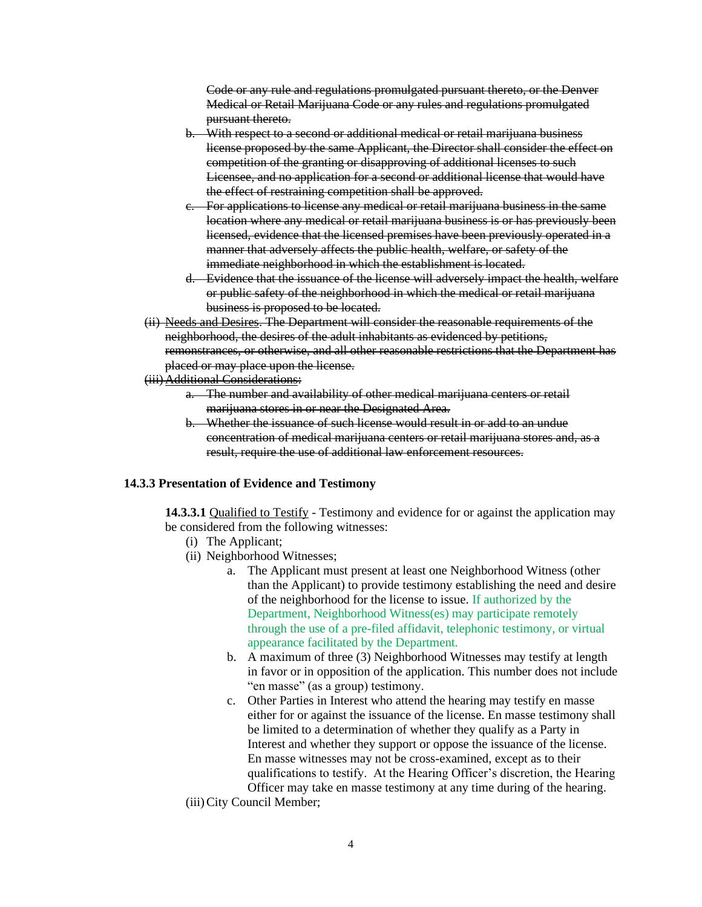~~Code or any rule and regulations promulgated pursuant thereto, or the Denver Medical or Retail Marijuana Code or any rules and regulations promulgated pursuant thereto.~~

- ~~b. With respect to a second or additional medical or retail marijuana business license proposed by the same Applicant, the Director shall consider the effect on competition of the granting or disapproving of additional licenses to such Licensee, and no application for a second or additional license that would have the effect of restraining competition shall be approved.~~
- ~~c. For applications to license any medical or retail marijuana business in the same location where any medical or retail marijuana business is or has previously been licensed, evidence that the licensed premises have been previously operated in a manner that adversely affects the public health, welfare, or safety of the immediate neighborhood in which the establishment is located.~~
- ~~d. Evidence that the issuance of the license will adversely impact the health, welfare or public safety of the neighborhood in which the medical or retail marijuana business is proposed to be located.~~

~~(ii) Needs and Desires. The Department will consider the reasonable requirements of the neighborhood, the desires of the adult inhabitants as evidenced by petitions, remonstrances, or otherwise, and all other reasonable restrictions that the Department has placed or may place upon the license.~~

~~(iii) Additional Considerations:~~

- ~~a. The number and availability of other medical marijuana centers or retail marijuana stores in or near the Designated Area.~~
- ~~b. Whether the issuance of such license would result in or add to an undue concentration of medical marijuana centers or retail marijuana stores and, as a result, require the use of additional law enforcement resources.~~

### 14.3.3 Presentation of Evidence and Testimony

**14.3.3.1** Qualified to Testify - Testimony and evidence for or against the application may be considered from the following witnesses:

(i) The Applicant;

(ii) Neighborhood Witnesses;

- a. The Applicant must present at least one Neighborhood Witness (other than the Applicant) to provide testimony establishing the need and desire of the neighborhood for the license to issue. If authorized by the Department, Neighborhood Witness(es) may participate remotely through the use of a pre-filed affidavit, telephonic testimony, or virtual appearance facilitated by the Department.
- b. A maximum of three (3) Neighborhood Witnesses may testify at length in favor or in opposition of the application. This number does not include "en masse" (as a group) testimony.
- c. Other Parties in Interest who attend the hearing may testify en masse either for or against the issuance of the license. En masse testimony shall be limited to a determination of whether they qualify as a Party in Interest and whether they support or oppose the issuance of the license. En masse witnesses may not be cross-examined, except as to their qualifications to testify. At the Hearing Officer's discretion, the Hearing Officer may take en masse testimony at any time during of the hearing.

(iii) City Council Member;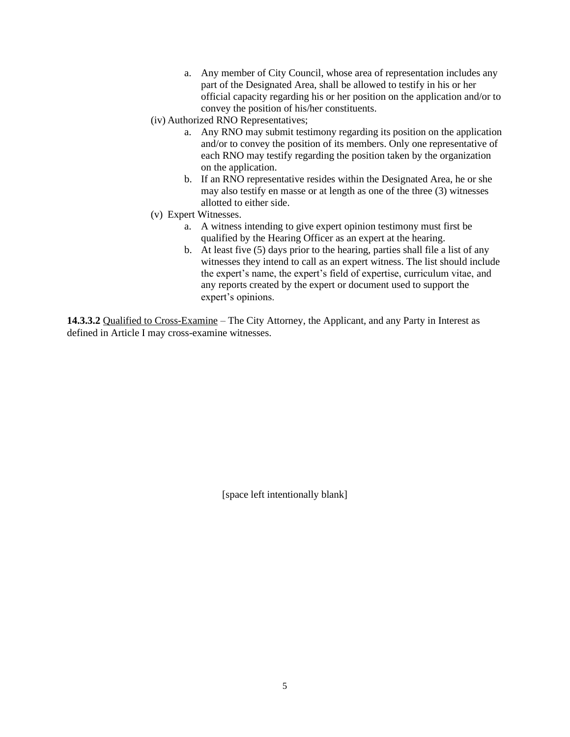a. Any member of City Council, whose area of representation includes any part of the Designated Area, shall be allowed to testify in his or her official capacity regarding his or her position on the application and/or to convey the position of his/her constituents.

(iv) Authorized RNO Representatives;

a. Any RNO may submit testimony regarding its position on the application and/or to convey the position of its members. Only one representative of each RNO may testify regarding the position taken by the organization on the application.

b. If an RNO representative resides within the Designated Area, he or she may also testify en masse or at length as one of the three (3) witnesses allotted to either side.

(v) Expert Witnesses.

a. A witness intending to give expert opinion testimony must first be qualified by the Hearing Officer as an expert at the hearing.

b. At least five (5) days prior to the hearing, parties shall file a list of any witnesses they intend to call as an expert witness. The list should include the expert's name, the expert's field of expertise, curriculum vitae, and any reports created by the expert or document used to support the expert's opinions.

**14.3.3.2** <u>Qualified to Cross-Examine</u> – The City Attorney, the Applicant, and any Party in Interest as defined in Article I may cross-examine witnesses.

[space left intentionally blank]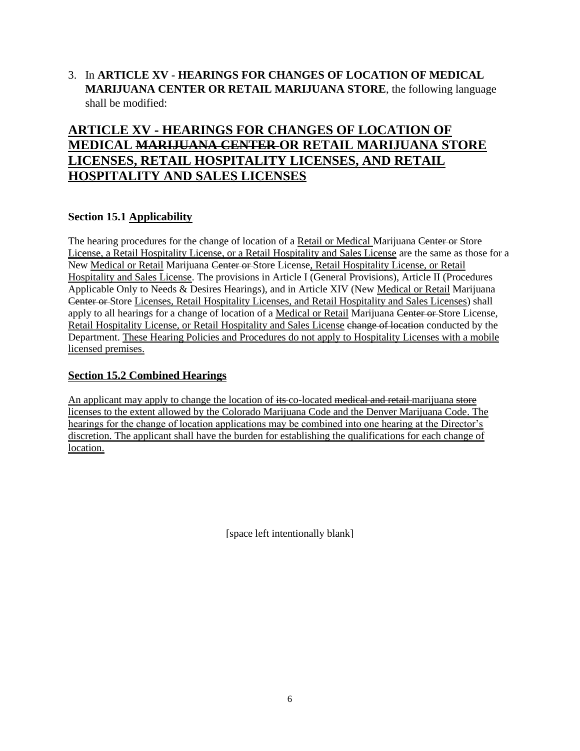3. In **ARTICLE XV - HEARINGS FOR CHANGES OF LOCATION OF MEDICAL MARIJUANA CENTER OR RETAIL MARIJUANA STORE**, the following language shall be modified:

## ARTICLE XV - HEARINGS FOR CHANGES OF LOCATION OF MEDICAL ~~MARIJUANA CENTER~~ OR RETAIL MARIJUANA STORE LICENSES, RETAIL HOSPITALITY LICENSES, AND RETAIL HOSPITALITY AND SALES LICENSES

### Section 15.1 Applicability

The hearing procedures for the change of location of a Retail or Medical Marijuana ~~Center or~~ Store License, a Retail Hospitality License, or a Retail Hospitality and Sales License are the same as those for a New Medical or Retail Marijuana ~~Center or~~ Store License, Retail Hospitality License, or Retail Hospitality and Sales License. The provisions in Article I (General Provisions), Article II (Procedures Applicable Only to Needs & Desires Hearings), and in Article XIV (New Medical or Retail Marijuana ~~Center or~~ Store Licenses, Retail Hospitality Licenses, and Retail Hospitality and Sales Licenses) shall apply to all hearings for a change of location of a Medical or Retail Marijuana ~~Center or~~ Store License, Retail Hospitality License, or Retail Hospitality and Sales License ~~change of location~~ conducted by the Department. These Hearing Policies and Procedures do not apply to Hospitality Licenses with a mobile licensed premises.

### Section 15.2 Combined Hearings

An applicant may apply to change the location of ~~its~~ co-located ~~medical and retail~~ marijuana ~~store~~ licenses to the extent allowed by the Colorado Marijuana Code and the Denver Marijuana Code. The hearings for the change of location applications may be combined into one hearing at the Director's discretion. The applicant shall have the burden for establishing the qualifications for each change of location.

[space left intentionally blank]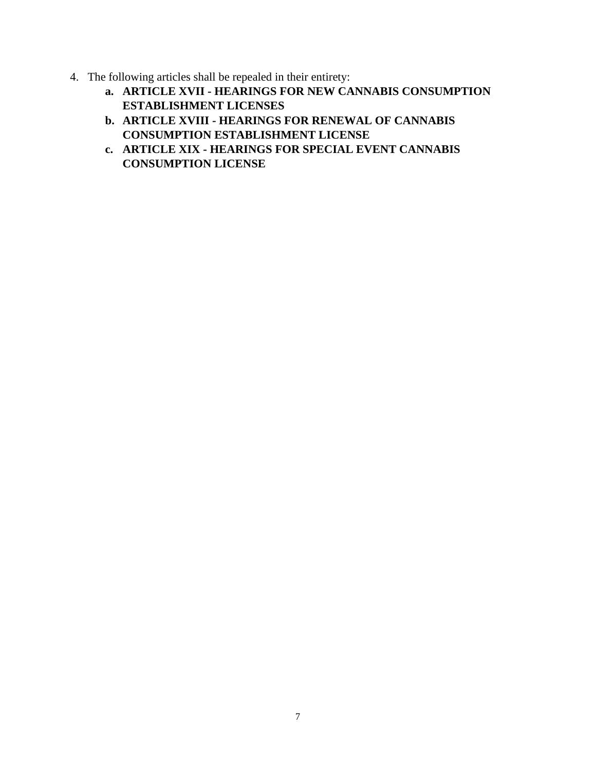4. The following articles shall be repealed in their entirety:
    a. **ARTICLE XVII - HEARINGS FOR NEW CANNABIS CONSUMPTION ESTABLISHMENT LICENSES**
    b. **ARTICLE XVIII - HEARINGS FOR RENEWAL OF CANNABIS CONSUMPTION ESTABLISHMENT LICENSE**
    c. **ARTICLE XIX - HEARINGS FOR SPECIAL EVENT CANNABIS CONSUMPTION LICENSE**